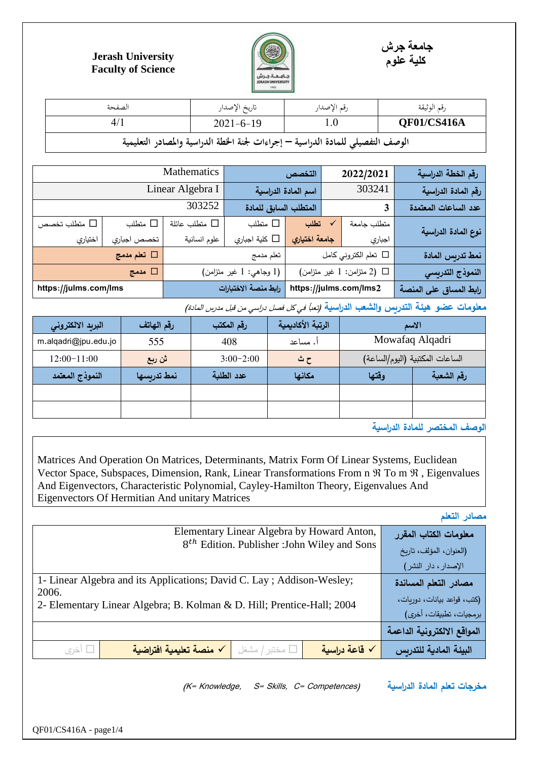**Jerash University**
**Faculty of Science**

**جامعة جرش**
**كلية علوم**

| رقم الوثيقة | رقم الإصدار | تاريخ الإصدار | الصفحة |
|---|---|---|---|
| **QF01/CS416A** | 1.0 | 2021-6-19 | 4/1 |

**الوصف التفصيلي للمادة الدراسية – إجراءات لجنة الخطة الدراسية والمصادر التعليمية**

| رقم الخطة الدراسية | 2022/2021 | التخصص | Mathematics | | |
|---|---|---|---|---|---|
| **رقم المادة الدراسية** | 303241 | **اسم المادة الدراسية** | Linear Algebra I | | |
| **عدد الساعات المعتمدة** | 3 | **المتطلب السابق للمادة** | 303252 | | |
| **نوع المادة الدراسية** | متطلب جامعة اجباري | ✓ تطلب جامعة اختياري | ☐ متطلب كلية اجباري | ☐ متطلب عائلة علوم انسانية | ☐ متطلب تخصص اجباري | ☐ متطلب تخصص اختياري |
| **نمط تدريس المادة** | ☐ تعلم الكتروني كامل | تعلم مدمج | ☐ تعلم مدمج | | |
| **النموذج التدريسي** | ☐ (2 متزامن: 1 غير متزامن) | (1 وجاهي: 1 غير متزامن) | ☐ مدمج | | |
| **رابط المساق على المنصة** | https://julms.com/lms2 | **رابط منصة الاختبارات** | https://julms.com/lms | | |

**معلومات عضو هيئة التدريس والشعب الدراسية** *(تعبأ في كل فصل دراسي من قبل مدرس المادة)*

| الاسم | | الرتبة الأكاديمية | رقم المكتب | رقم الهاتف | البريد الالكتروني |
|---|---|---|---|---|---|
| Mowafaq Alqadri | | أ. مساعد | 408 | 555 | m.alqadri@jpu.edu.jo |
| الساعات المكتبية (اليوم/الساعة) | | ح ث | 3:00-2:00 | ث ربع | 12:00-11:00 |
| **رقم الشعبة** | **وقتها** | **مكانها** | **عدد الطلبة** | **نمط تدريسها** | **النموذج المعتمد** |
| | | | | | |
| | | | | | |

**الوصف المختصر للمادة الدراسية**

Matrices And Operation On Matrices, Determinants, Matrix Form Of Linear Systems, Euclidean Vector Space, Subspaces, Dimension, Rank, Linear Transformations From n ℜ To m ℜ , Eigenvalues And Eigenvectors, Characteristic Polynomial, Cayley-Hamilton Theory, Eigenvalues And Eigenvectors Of Hermitian And unitary Matrices

**مصادر التعلم**

| **معلومات الكتاب المقرر** (العنوان، المؤلف، تاريخ الإصدار، دار النشر) | Elementary Linear Algebra by Howard Anton, $8^{th}$ Edition. Publisher :John Wiley and Sons | | | |
|---|---|---|---|---|
| **مصادر التعلم المساندة** (كتب، قواعد بيانات، دوريات، برمجيات، تطبيقات، أخرى) | 1- Linear Algebra and its Applications; David C. Lay ; Addison-Wesley; 2006.<br>2- Elementary Linear Algebra; B. Kolman & D. Hill; Prentice-Hall; 2004 | | | |
| **المواقع الالكترونية الداعمة** | | | | |
| **البيئة المادية للتدريس** | ✓ قاعة دراسية | ☐ مختبر / مشغل | ✓ منصة تعليمية افتراضية | ☐ أخرى |

**مخرجات تعلم المادة الدراسية** *(K= Knowledge, S= Skills, C= Competences)*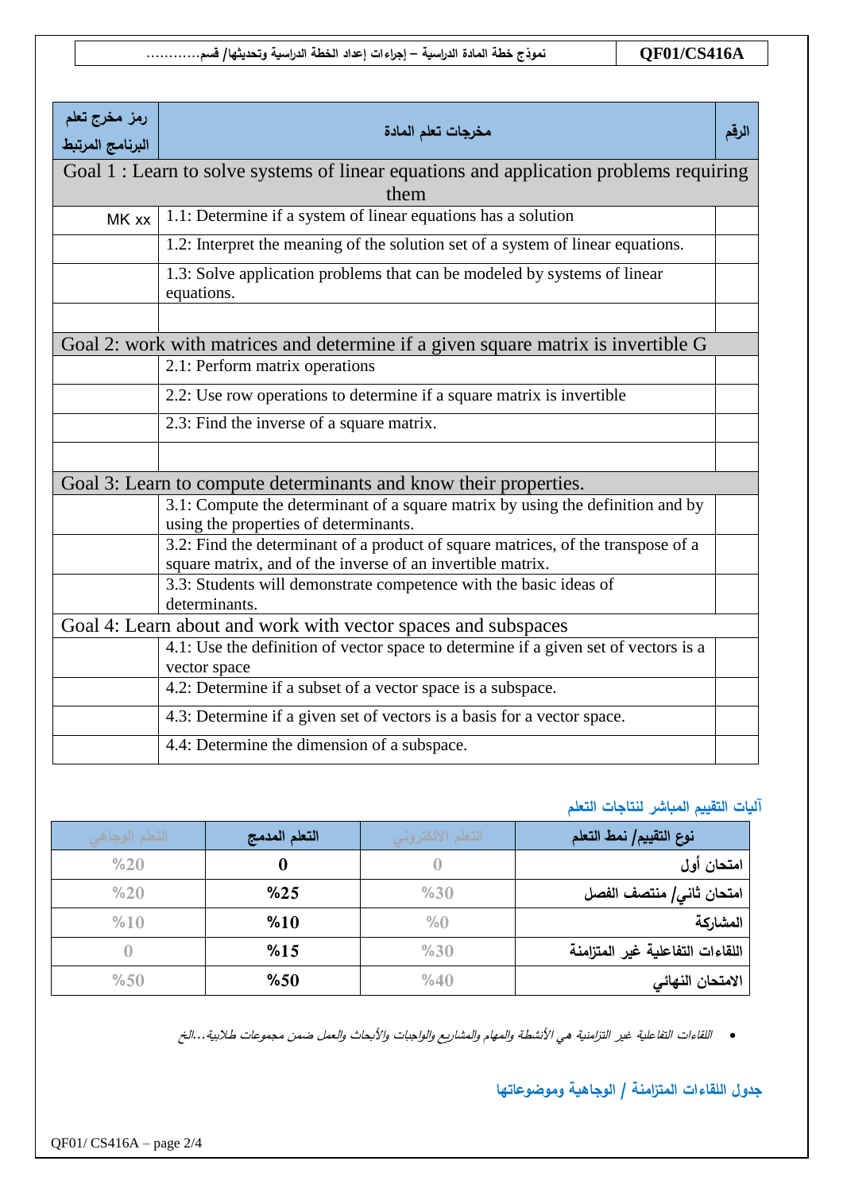| الرقم | مخرجات تعلم المادة | رمز مخرج تعلم البرنامج المرتبط |
|---|---|---|
| Goal 1 : Learn to solve systems of linear equations and application problems requiring them | | |
| | 1.1: Determine if a system of linear equations has a solution | MK xx |
| | 1.2: Interpret the meaning of the solution set of a system of linear equations. | |
| | 1.3: Solve application problems that can be modeled by systems of linear equations. | |
| | | |
| Goal 2: work with matrices and determine if a given square matrix is invertible G | | |
| | 2.1: Perform matrix operations | |
| | 2.2: Use row operations to determine if a square matrix is invertible | |
| | 2.3: Find the inverse of a square matrix. | |
| | | |
| Goal 3: Learn to compute determinants and know their properties. | | |
| | 3.1: Compute the determinant of a square matrix by using the definition and by using the properties of determinants. | |
| | 3.2: Find the determinant of a product of square matrices, of the transpose of a square matrix, and of the inverse of an invertible matrix. | |
| | 3.3: Students will demonstrate competence with the basic ideas of determinants. | |
| Goal 4: Learn about and work with vector spaces and subspaces | | |
| | 4.1: Use the definition of vector space to determine if a given set of vectors is a vector space | |
| | 4.2: Determine if a subset of a vector space is a subspace. | |
| | 4.3: Determine if a given set of vectors is a basis for a vector space. | |
| | 4.4: Determine the dimension of a subspace. | |

## آليات التقييم المباشر لنتاجات التعلم

| نوع التقييم/ نمط التعلم | التعلم الالكتروني | التعلم المدمج | التعلم الوجاهي |
|---|---|---|---|
| امتحان أول | 0 | 0 | %20 |
| امتحان ثاني/ منتصف الفصل | %30 | %25 | %20 |
| المشاركة | %0 | %10 | %10 |
| اللقاءات التفاعلية غير المتزامنة | %30 | %15 | 0 |
| الامتحان النهائي | %40 | %50 | %50 |

- *اللقاءات التفاعلية غير التزامنية هي الأنشطة والمهام والمشاريع والواجبات والأبحاث والعمل ضمن مجموعات طلابية...الخ*

## جدول اللقاءات المتزامنة / الوجاهية وموضوعاتها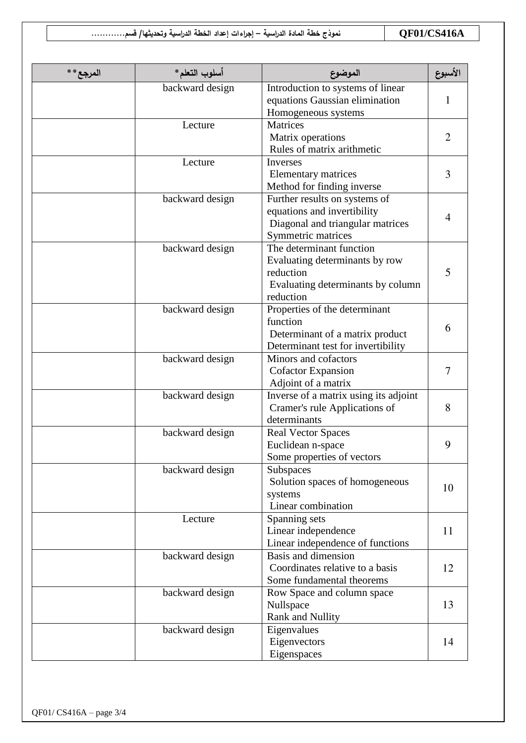| المرجع** | أسلوب التعلم* | الموضوع | الأسبوع |
|---|---|---|---|
| | backward design | Introduction to systems of linear equations Gaussian elimination Homogeneous systems | 1 |
| | Lecture | Matrices Matrix operations Rules of matrix arithmetic | 2 |
| | Lecture | Inverses Elementary matrices Method for finding inverse | 3 |
| | backward design | Further results on systems of equations and invertibility Diagonal and triangular matrices Symmetric matrices | 4 |
| | backward design | The determinant function Evaluating determinants by row reduction Evaluating determinants by column reduction | 5 |
| | backward design | Properties of the determinant function Determinant of a matrix product Determinant test for invertibility | 6 |
| | backward design | Minors and cofactors Cofactor Expansion Adjoint of a matrix | 7 |
| | backward design | Inverse of a matrix using its adjoint Cramer's rule Applications of determinants | 8 |
| | backward design | Real Vector Spaces Euclidean n-space Some properties of vectors | 9 |
| | backward design | Subspaces Solution spaces of homogeneous systems Linear combination | 10 |
| | Lecture | Spanning sets Linear independence Linear independence of functions | 11 |
| | backward design | Basis and dimension Coordinates relative to a basis Some fundamental theorems | 12 |
| | backward design | Row Space and column space Nullspace Rank and Nullity | 13 |
| | backward design | Eigenvalues Eigenvectors Eigenspaces | 14 |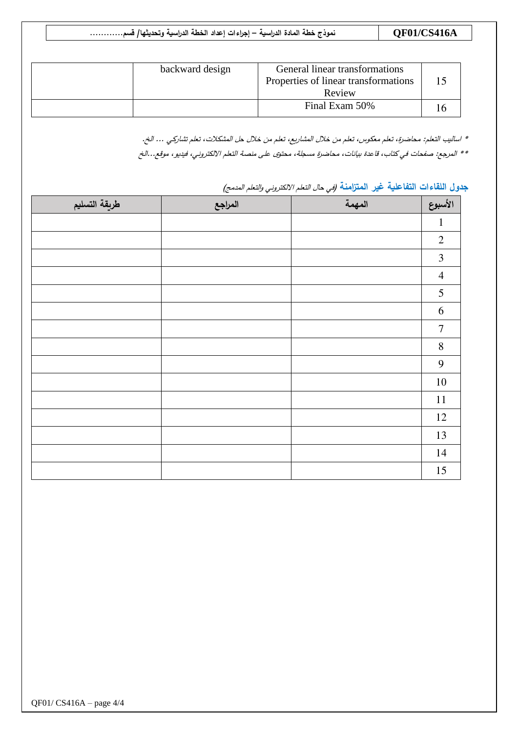| | | | |
|---|---|---|---|
| | backward design | General linear transformations<br>Properties of linear transformations<br>Review | 15 |
| | | Final Exam 50% | 16 |

* اساليب التعلم: محاضرة، تعلم معكوس، تعلم من خلال المشاريع، تعلم من خلال حل المشكلات، تعلم تشاركي ... الخ.

** المرجع: صفحات في كتاب، قاعدة بيانات، محاضرة مسجلة، محتوى على منصة التعلم الالكتروني، فيديو، موقع...الخ

## جدول اللقاءات التفاعلية غير المتزامنة *(في حال التعلم الالكتروني والتعلم المدمج)*

| طريقة التسليم | المراجع | المهمة | الأسبوع |
|---|---|---|---|
| | | | 1 |
| | | | 2 |
| | | | 3 |
| | | | 4 |
| | | | 5 |
| | | | 6 |
| | | | 7 |
| | | | 8 |
| | | | 9 |
| | | | 10 |
| | | | 11 |
| | | | 12 |
| | | | 13 |
| | | | 14 |
| | | | 15 |